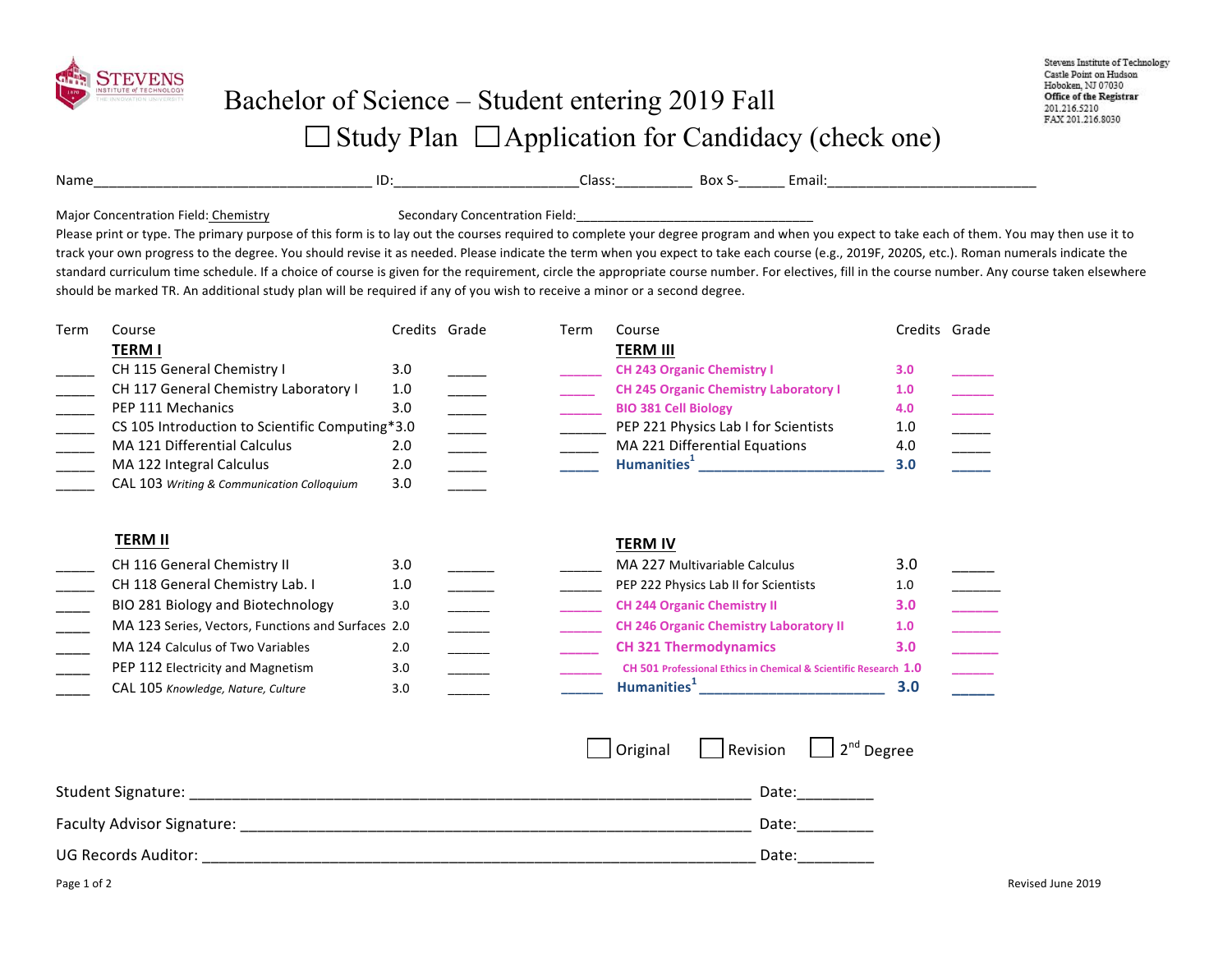# Bachelor of Science – Student entering 2019 Fall

☐ Study Plan ☐ Application for Candidacy (check one)

Stevens Institute of Technology
Castle Point on Hudson
Hoboken, NJ 07030
**Office of the Registrar**
201.216.5210
FAX 201.216.8030

Name____________________________________ ID:________________________Class:__________ Box S-______ Email:___________________________

Major Concentration Field: Chemistry Secondary Concentration Field:__________________________________

Please print or type. The primary purpose of this form is to lay out the courses required to complete your degree program and when you expect to take each of them. You may then use it to track your own progress to the degree. You should revise it as needed. Please indicate the term when you expect to take each course (e.g., 2019F, 2020S, etc.). Roman numerals indicate the standard curriculum time schedule. If a choice of course is given for the requirement, circle the appropriate course number. For electives, fill in the course number. Any course taken elsewhere should be marked TR. An additional study plan will be required if any of you wish to receive a minor or a second degree.

| Term | Course | Credits | Grade |
|---|---|---|---|
| | **TERM I** | | |
| _____ | CH 115 General Chemistry I | 3.0 | _____ |
| _____ | CH 117 General Chemistry Laboratory I | 1.0 | _____ |
| _____ | PEP 111 Mechanics | 3.0 | _____ |
| _____ | CS 105 Introduction to Scientific Computing* | 3.0 | _____ |
| _____ | MA 121 Differential Calculus | 2.0 | _____ |
| _____ | MA 122 Integral Calculus | 2.0 | _____ |
| _____ | CAL 103 *Writing & Communication Colloquium* | 3.0 | _____ |
| | **TERM II** | | |
| _____ | CH 116 General Chemistry II | 3.0 | _____ |
| _____ | CH 118 General Chemistry Lab. I | 1.0 | _____ |
| _____ | BIO 281 Biology and Biotechnology | 3.0 | _____ |
| _____ | MA 123 Series, Vectors, Functions and Surfaces | 2.0 | _____ |
| _____ | MA 124 Calculus of Two Variables | 2.0 | _____ |
| _____ | PEP 112 Electricity and Magnetism | 3.0 | _____ |
| _____ | CAL 105 *Knowledge, Nature, Culture* | 3.0 | _____ |

| Term | Course | Credits | Grade |
|---|---|---|---|
| | **TERM III** | | |
| _____ | **CH 243 Organic Chemistry I** | **3.0** | _____ |
| _____ | **CH 245 Organic Chemistry Laboratory I** | **1.0** | _____ |
| _____ | **BIO 381 Cell Biology** | **4.0** | _____ |
| _____ | PEP 221 Physics Lab I for Scientists | 1.0 | _____ |
| _____ | MA 221 Differential Equations | 4.0 | _____ |
| _____ | **Humanities[1]** ________________________ | **3.0** | _____ |
| | **TERM IV** | | |
| _____ | MA 227 Multivariable Calculus | 3.0 | _____ |
| _____ | PEP 222 Physics Lab II for Scientists | 1.0 | _____ |
| _____ | **CH 244 Organic Chemistry II** | **3.0** | _____ |
| _____ | **CH 246 Organic Chemistry Laboratory II** | **1.0** | _____ |
| _____ | **CH 321 Thermodynamics** | **3.0** | _____ |
| _____ | **CH 501 Professional Ethics in Chemical & Scientific Research** | **1.0** | _____ |
| _____ | **Humanities[1]** ________________________ | **3.0** | _____ |

☐ Original ☐ Revision ☐ 2nd Degree

Student Signature: ____________________________________________________________ Date:_________

Faculty Advisor Signature: _______________________________________________________ Date:_________

UG Records Auditor: ___________________________________________________________ Date:_________

Revised June 2019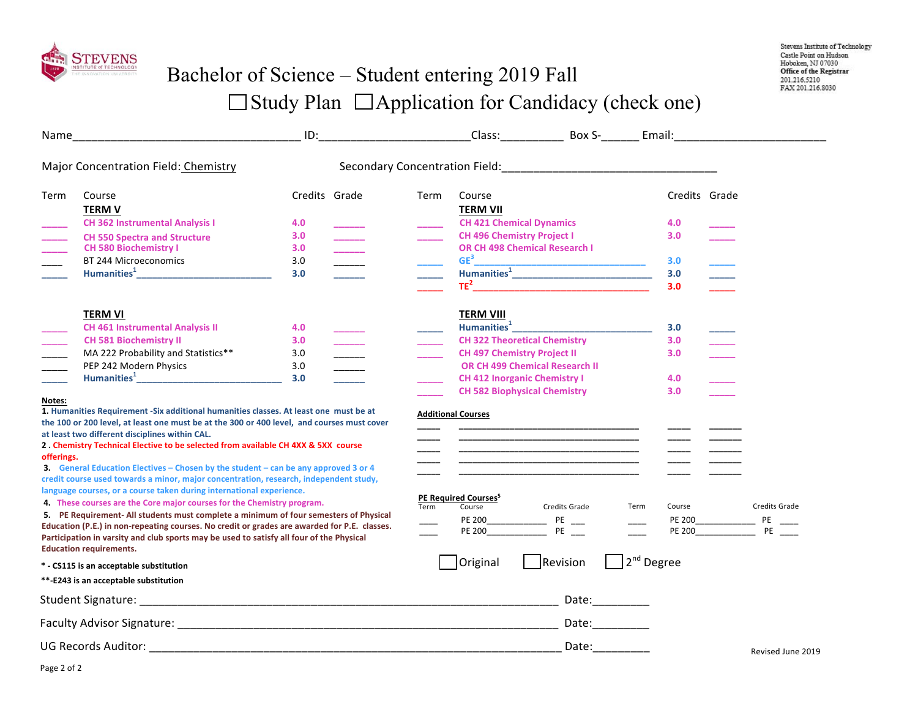STEVENS INSTITUTE of TECHNOLOGY

Stevens Institute of Technology
Castle Point on Hudson
Hoboken, NJ 07030
**Office of the Registrar**
201.216.5210
FAX 201.216.8030

# Bachelor of Science – Student entering 2019 Fall

☐ Study Plan ☐ Application for Candidacy (check one)

Name___________________________________ ID:________________________ Class:__________ Box S-______ Email:________________________

Major Concentration Field: Chemistry Secondary Concentration Field:__________________________________

| Term | Course | Credits | Grade |
|---|---|---|---|
| | **TERM V** | | |
| _____ | CH 362 Instrumental Analysis I | 4.0 | ______ |
| _____ | CH 550 Spectra and Structure | 3.0 | ______ |
| _____ | CH 580 Biochemistry I | 3.0 | ______ |
| ____ | BT 244 Microeconomics | 3.0 | ______ |
| _____ | Humanities[1]_________________________ | 3.0 | ______ |
| | **TERM VI** | | |
| _____ | CH 461 Instrumental Analysis II | 4.0 | ______ |
| _____ | CH 581 Biochemistry II | 3.0 | ______ |
| _____ | MA 222 Probability and Statistics** | 3.0 | ______ |
| _____ | PEP 242 Modern Physics | 3.0 | ______ |
| _____ | Humanities[1]___________________________ | 3.0 | ______ |

| Term | Course | Credits | Grade |
|---|---|---|---|
| | **TERM VII** | | |
| _____ | CH 421 Chemical Dynamics | 4.0 | _____ |
| _____ | CH 496 Chemistry Project I OR CH 498 Chemical Research I | 3.0 | _____ |
| _____ | GE[3]_______________________________ | 3.0 | _____ |
| _____ | Humanities[1]_________________________ | 3.0 | _____ |
| _____ | TE[2]________________________________ | 3.0 | _____ |
| | **TERM VIII** | | |
| _____ | Humanities[1]_________________________ | 3.0 | _____ |
| _____ | CH 322 Theoretical Chemistry | 3.0 | _____ |
| _____ | CH 497 Chemistry Project II OR CH 499 Chemical Research II | 3.0 | _____ |
| _____ | CH 412 Inorganic Chemistry I | 4.0 | _____ |
| _____ | CH 582 Biophysical Chemistry | 3.0 | _____ |

**Notes:**

1. Humanities Requirement -Six additional humanities classes. At least one must be at the 100 or 200 level, at least one must be at the 300 or 400 level, and courses must cover at least two different disciplines within CAL.
2. Chemistry Technical Elective to be selected from available CH 4XX & 5XX course offerings.
3. General Education Electives – Chosen by the student – can be any approved 3 or 4 credit course used towards a minor, major concentration, research, independent study, language courses, or a course taken during international experience.
4. These courses are the Core major courses for the Chemistry program.
5. PE Requirement- All students must complete a minimum of four semesters of Physical Education (P.E.) in non-repeating courses. No credit or grades are awarded for P.E. classes. Participation in varsity and club sports may be used to satisfy all four of the Physical Education requirements.

\* - CS115 is an acceptable substitution

\**-E243 is an acceptable substitution

**Additional Courses**

| Term | Course | Credits | Grade |
|---|---|---|---|
| ____ | ___________________________________ | ____ | ______ |
| ____ | ___________________________________ | ____ | ______ |
| ____ | ___________________________________ | ____ | ______ |
| ____ | ___________________________________ | ____ | ______ |
| ____ | ___________________________________ | ____ | ______ |

**PE Required Courses[5]**

| Term | Course | Credits | Grade | Term | Course | Credits | Grade |
|---|---|---|---|---|---|---|---|
| ____ | PE 200____________ | PE | ___ | ____ | PE 200____________ | PE | ____ |
| ____ | PE 200____________ | PE | ___ | ____ | PE 200____________ | PE | ____ |

☐ Original ☐ Revision ☐ 2nd Degree

Student Signature: ____________________________________________________________ Date:_________

Faculty Advisor Signature: _______________________________________________________ Date:_________

UG Records Auditor: ___________________________________________________________ Date:_________

Revised June 2019